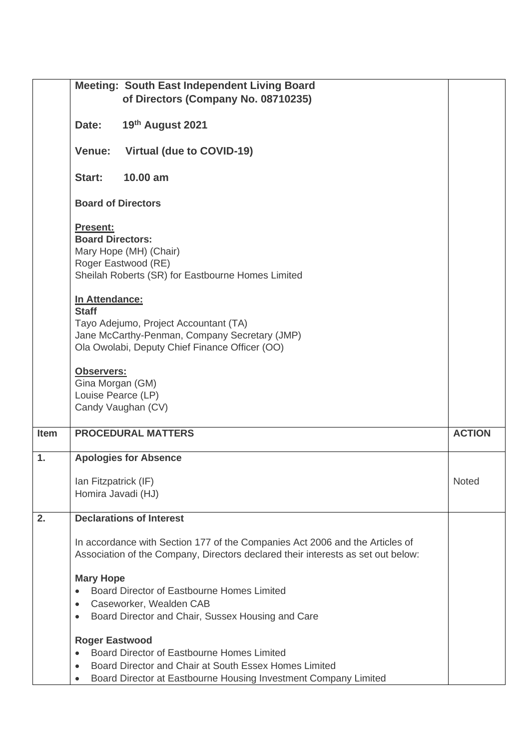| | **Meeting: South East Independent Living Board of Directors (Company No. 08710235)**<br><br>**Date: 19th August 2021**<br><br>**Venue: Virtual (due to COVID-19)**<br><br>**Start: 10.00 am**<br><br>**Board of Directors**<br><br>**Present:**<br>**Board Directors:**<br>Mary Hope (MH) (Chair)<br>Roger Eastwood (RE)<br>Sheilah Roberts (SR) for Eastbourne Homes Limited<br><br>**In Attendance:**<br>**Staff**<br>Tayo Adejumo, Project Accountant (TA)<br>Jane McCarthy-Penman, Company Secretary (JMP)<br>Ola Owolabi, Deputy Chief Finance Officer (OO)<br><br>**Observers:**<br>Gina Morgan (GM)<br>Louise Pearce (LP)<br>Candy Vaughan (CV) | |
|---|---|---|
| **Item** | **PROCEDURAL MATTERS** | **ACTION** |
| **1.** | **Apologies for Absence**<br><br>Ian Fitzpatrick (IF)<br>Homira Javadi (HJ) | Noted |
| **2.** | **Declarations of Interest**<br><br>In accordance with Section 177 of the Companies Act 2006 and the Articles of Association of the Company, Directors declared their interests as set out below:<br><br>**Mary Hope**<br>• Board Director of Eastbourne Homes Limited<br>• Caseworker, Wealden CAB<br>• Board Director and Chair, Sussex Housing and Care<br><br>**Roger Eastwood**<br>• Board Director of Eastbourne Homes Limited<br>• Board Director and Chair at South Essex Homes Limited<br>• Board Director at Eastbourne Housing Investment Company Limited | |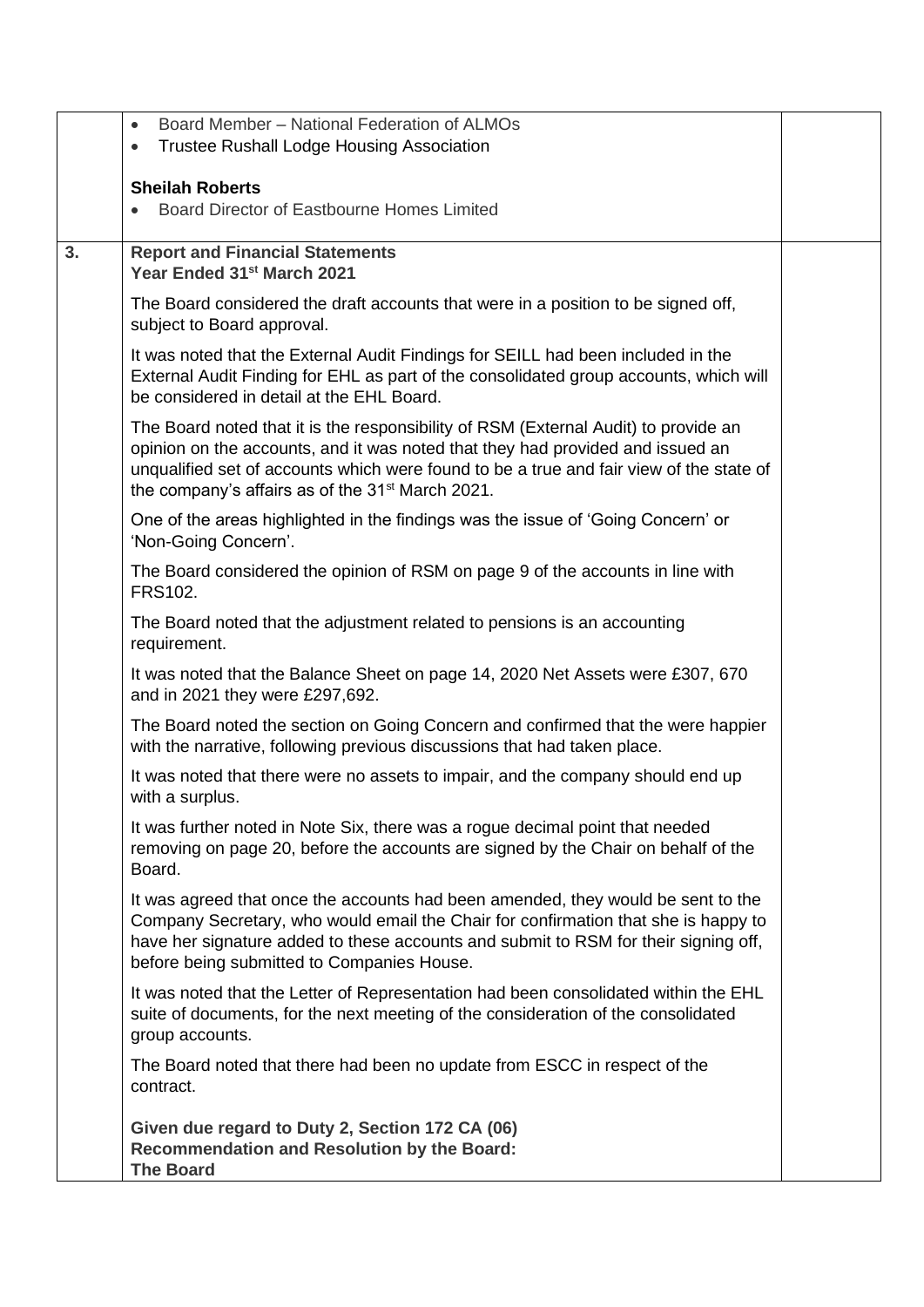|  |  |  |
|---|---|---|
|  | • Board Member – National Federation of ALMOs<br>• Trustee Rushall Lodge Housing Association<br><br>**Sheilah Roberts**<br>• Board Director of Eastbourne Homes Limited |  |
| **3.** | **Report and Financial Statements**<br>**Year Ended 31st March 2021**<br><br>The Board considered the draft accounts that were in a position to be signed off, subject to Board approval.<br><br>It was noted that the External Audit Findings for SEILL had been included in the External Audit Finding for EHL as part of the consolidated group accounts, which will be considered in detail at the EHL Board.<br><br>The Board noted that it is the responsibility of RSM (External Audit) to provide an opinion on the accounts, and it was noted that they had provided and issued an unqualified set of accounts which were found to be a true and fair view of the state of the company's affairs as of the 31st March 2021.<br><br>One of the areas highlighted in the findings was the issue of 'Going Concern' or 'Non-Going Concern'.<br><br>The Board considered the opinion of RSM on page 9 of the accounts in line with FRS102.<br><br>The Board noted that the adjustment related to pensions is an accounting requirement.<br><br>It was noted that the Balance Sheet on page 14, 2020 Net Assets were £307, 670 and in 2021 they were £297,692.<br><br>The Board noted the section on Going Concern and confirmed that the were happier with the narrative, following previous discussions that had taken place.<br><br>It was noted that there were no assets to impair, and the company should end up with a surplus.<br><br>It was further noted in Note Six, there was a rogue decimal point that needed removing on page 20, before the accounts are signed by the Chair on behalf of the Board.<br><br>It was agreed that once the accounts had been amended, they would be sent to the Company Secretary, who would email the Chair for confirmation that she is happy to have her signature added to these accounts and submit to RSM for their signing off, before being submitted to Companies House.<br><br>It was noted that the Letter of Representation had been consolidated within the EHL suite of documents, for the next meeting of the consideration of the consolidated group accounts.<br><br>The Board noted that there had been no update from ESCC in respect of the contract.<br><br>**Given due regard to Duty 2, Section 172 CA (06)**<br>**Recommendation and Resolution by the Board:**<br>**The Board** |  |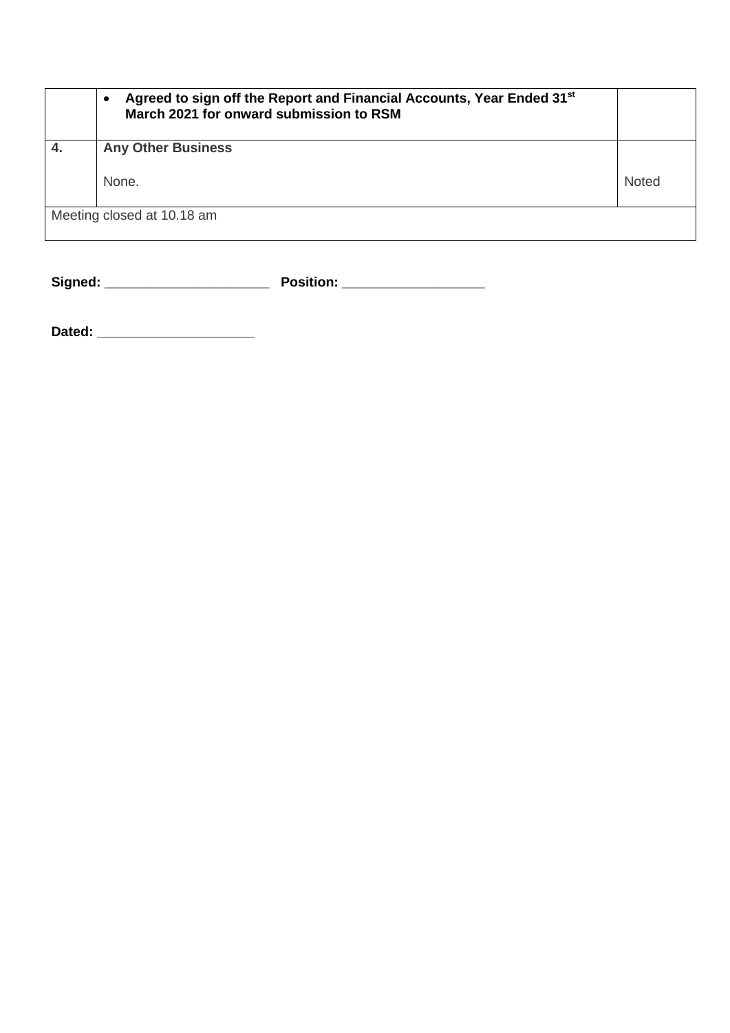| | | |
|---|---|---|
| | • **Agreed to sign off the Report and Financial Accounts, Year Ended 31st March 2021 for onward submission to RSM** | |
| **4.** | **Any Other Business**<br><br>None. | Noted |
| Meeting closed at 10.18 am | | |

**Signed:** ______________________ **Position:** ___________________

**Dated:** _____________________